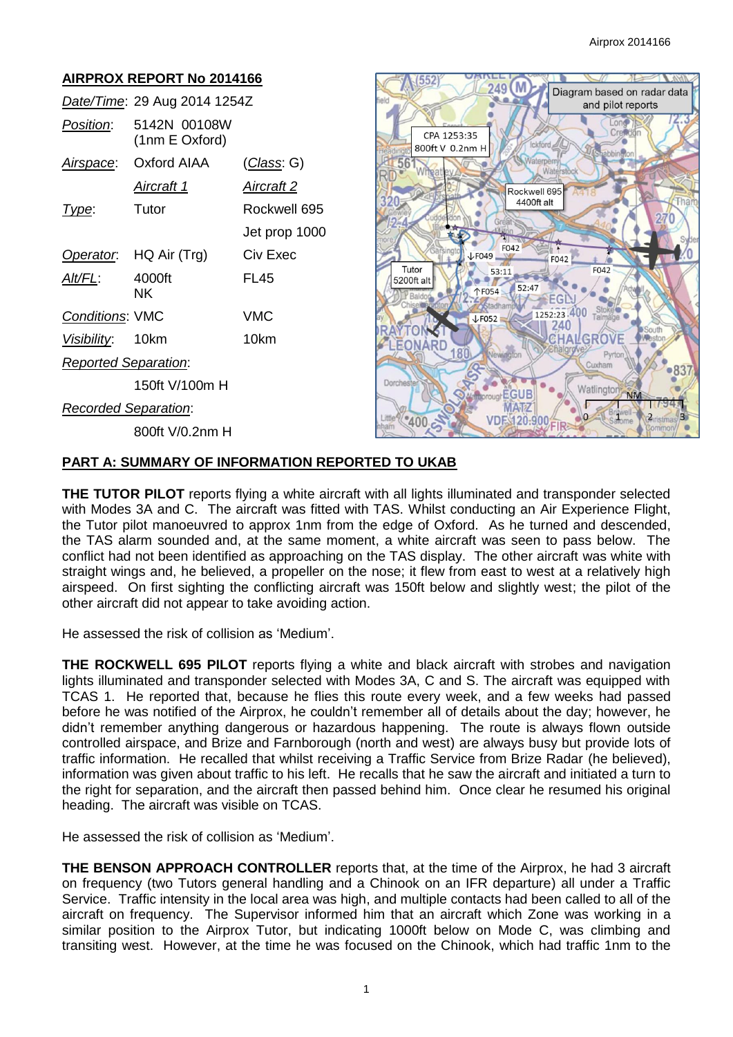## AIRPROX REPORT No 2014166

| | | |
|---|---|---|
| *Date/Time*: | 29 Aug 2014 1254Z | |
| *Position*: | 5142N 00108W (1nm E Oxford) | |
| *Airspace*: | Oxford AIAA | (*Class*: G) |
| | *Aircraft 1* | *Aircraft 2* |
| *Type*: | Tutor | Rockwell 695 Jet prop 1000 |
| *Operator*: | HQ Air (Trg) | Civ Exec |
| *Alt/FL*: | 4000ft NK | FL45 |
| *Conditions*: | VMC | VMC |
| *Visibility*: | 10km | 10km |
| *Reported Separation*: | | |
| | 150ft V/100m H | |
| *Recorded Separation*: | | |
| | 800ft V/0.2nm H | |

Diagram based on radar data and pilot reports

## PART A: SUMMARY OF INFORMATION REPORTED TO UKAB

**THE TUTOR PILOT** reports flying a white aircraft with all lights illuminated and transponder selected with Modes 3A and C. The aircraft was fitted with TAS. Whilst conducting an Air Experience Flight, the Tutor pilot manoeuvred to approx 1nm from the edge of Oxford. As he turned and descended, the TAS alarm sounded and, at the same moment, a white aircraft was seen to pass below. The conflict had not been identified as approaching on the TAS display. The other aircraft was white with straight wings and, he believed, a propeller on the nose; it flew from east to west at a relatively high airspeed. On first sighting the conflicting aircraft was 150ft below and slightly west; the pilot of the other aircraft did not appear to take avoiding action.

He assessed the risk of collision as 'Medium'.

**THE ROCKWELL 695 PILOT** reports flying a white and black aircraft with strobes and navigation lights illuminated and transponder selected with Modes 3A, C and S. The aircraft was equipped with TCAS 1. He reported that, because he flies this route every week, and a few weeks had passed before he was notified of the Airprox, he couldn't remember all of details about the day; however, he didn't remember anything dangerous or hazardous happening. The route is always flown outside controlled airspace, and Brize and Farnborough (north and west) are always busy but provide lots of traffic information. He recalled that whilst receiving a Traffic Service from Brize Radar (he believed), information was given about traffic to his left. He recalls that he saw the aircraft and initiated a turn to the right for separation, and the aircraft then passed behind him. Once clear he resumed his original heading. The aircraft was visible on TCAS.

He assessed the risk of collision as 'Medium'.

**THE BENSON APPROACH CONTROLLER** reports that, at the time of the Airprox, he had 3 aircraft on frequency (two Tutors general handling and a Chinook on an IFR departure) all under a Traffic Service. Traffic intensity in the local area was high, and multiple contacts had been called to all of the aircraft on frequency. The Supervisor informed him that an aircraft which Zone was working in a similar position to the Airprox Tutor, but indicating 1000ft below on Mode C, was climbing and transiting west. However, at the time he was focused on the Chinook, which had traffic 1nm to the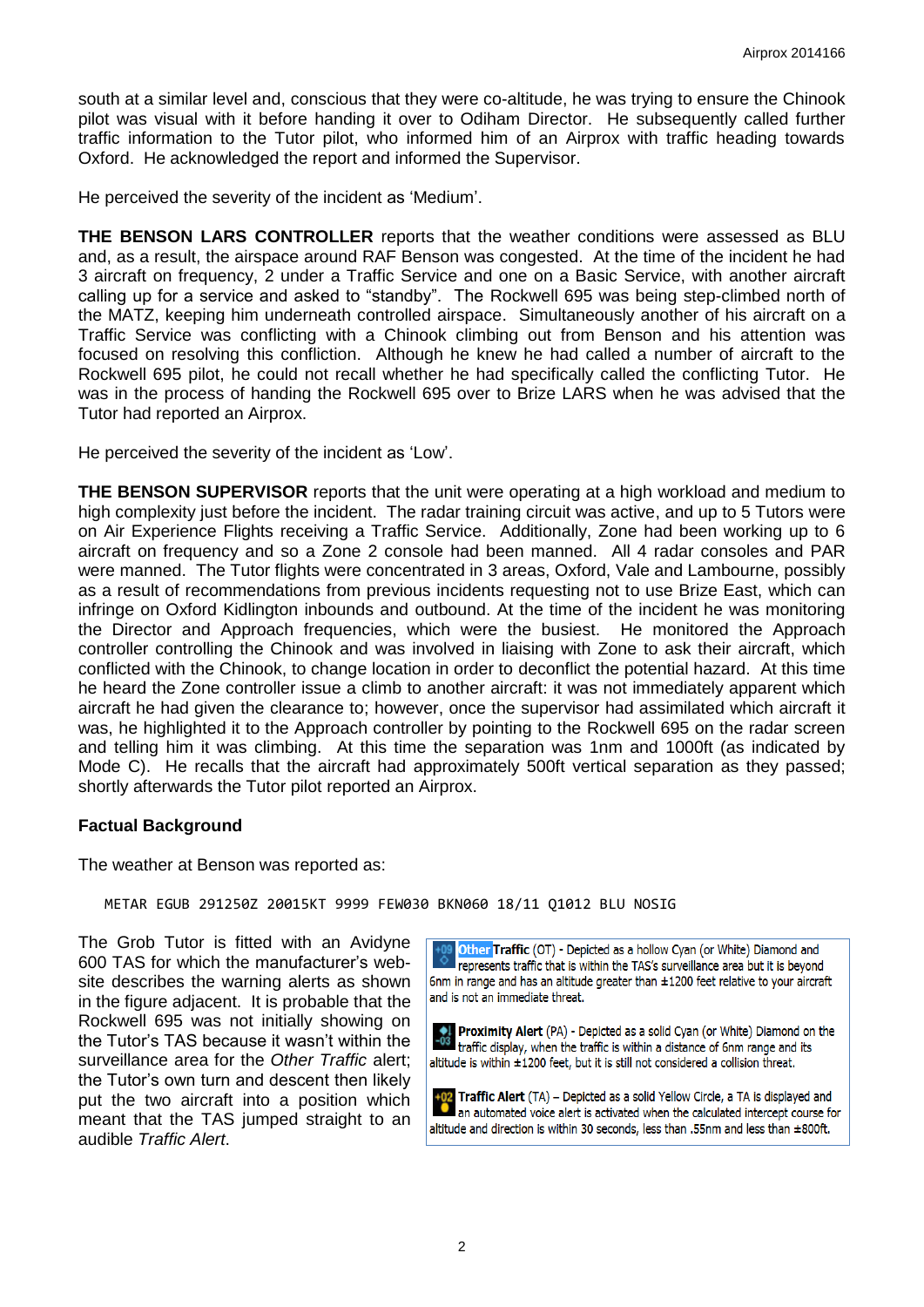south at a similar level and, conscious that they were co-altitude, he was trying to ensure the Chinook pilot was visual with it before handing it over to Odiham Director. He subsequently called further traffic information to the Tutor pilot, who informed him of an Airprox with traffic heading towards Oxford. He acknowledged the report and informed the Supervisor.

He perceived the severity of the incident as 'Medium'.

**THE BENSON LARS CONTROLLER** reports that the weather conditions were assessed as BLU and, as a result, the airspace around RAF Benson was congested. At the time of the incident he had 3 aircraft on frequency, 2 under a Traffic Service and one on a Basic Service, with another aircraft calling up for a service and asked to "standby". The Rockwell 695 was being step-climbed north of the MATZ, keeping him underneath controlled airspace. Simultaneously another of his aircraft on a Traffic Service was conflicting with a Chinook climbing out from Benson and his attention was focused on resolving this confliction. Although he knew he had called a number of aircraft to the Rockwell 695 pilot, he could not recall whether he had specifically called the conflicting Tutor. He was in the process of handing the Rockwell 695 over to Brize LARS when he was advised that the Tutor had reported an Airprox.

He perceived the severity of the incident as 'Low'.

**THE BENSON SUPERVISOR** reports that the unit were operating at a high workload and medium to high complexity just before the incident. The radar training circuit was active, and up to 5 Tutors were on Air Experience Flights receiving a Traffic Service. Additionally, Zone had been working up to 6 aircraft on frequency and so a Zone 2 console had been manned. All 4 radar consoles and PAR were manned. The Tutor flights were concentrated in 3 areas, Oxford, Vale and Lambourne, possibly as a result of recommendations from previous incidents requesting not to use Brize East, which can infringe on Oxford Kidlington inbounds and outbound. At the time of the incident he was monitoring the Director and Approach frequencies, which were the busiest. He monitored the Approach controller controlling the Chinook and was involved in liaising with Zone to ask their aircraft, which conflicted with the Chinook, to change location in order to deconflict the potential hazard. At this time he heard the Zone controller issue a climb to another aircraft: it was not immediately apparent which aircraft he had given the clearance to; however, once the supervisor had assimilated which aircraft it was, he highlighted it to the Approach controller by pointing to the Rockwell 695 on the radar screen and telling him it was climbing. At this time the separation was 1nm and 1000ft (as indicated by Mode C). He recalls that the aircraft had approximately 500ft vertical separation as they passed; shortly afterwards the Tutor pilot reported an Airprox.

## Factual Background

The weather at Benson was reported as:

```
METAR EGUB 291250Z 20015KT 9999 FEW030 BKN060 18/11 Q1012 BLU NOSIG
```

The Grob Tutor is fitted with an Avidyne 600 TAS for which the manufacturer's web-site describes the warning alerts as shown in the figure adjacent. It is probable that the Rockwell 695 was not initially showing on the Tutor's TAS because it wasn't within the surveillance area for the *Other Traffic* alert; the Tutor's own turn and descent then likely put the two aircraft into a position which meant that the TAS jumped straight to an audible *Traffic Alert*.

**Other Traffic** (OT) - Depicted as a hollow Cyan (or White) Diamond and represents traffic that is within the TAS's surveillance area but it is beyond 6nm in range and has an altitude greater than ±1200 feet relative to your aircraft and is not an immediate threat.

**Proximity Alert** (PA) - Depicted as a solid Cyan (or White) Diamond on the traffic display, when the traffic is within a distance of 6nm range and its altitude is within ±1200 feet, but it is still not considered a collision threat.

**Traffic Alert** (TA) – Depicted as a solid Yellow Circle, a TA is displayed and an automated voice alert is activated when the calculated intercept course for altitude and direction is within 30 seconds, less than .55nm and less than ±800ft.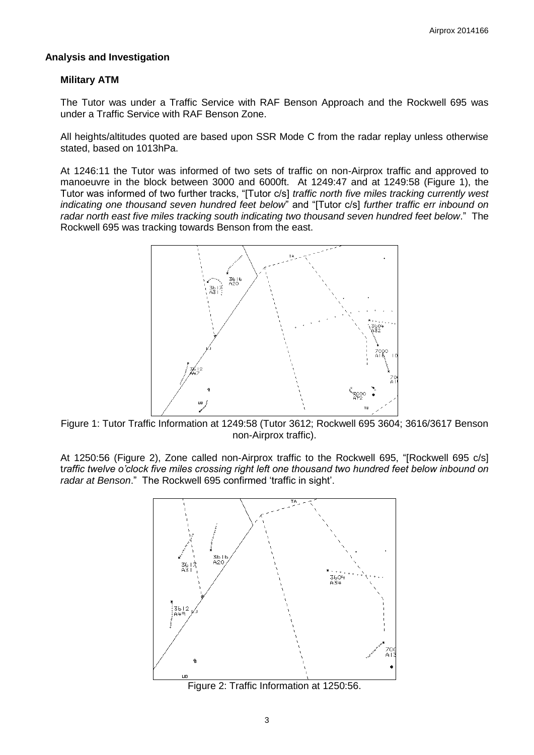## Analysis and Investigation

### Military ATM

The Tutor was under a Traffic Service with RAF Benson Approach and the Rockwell 695 was under a Traffic Service with RAF Benson Zone.

All heights/altitudes quoted are based upon SSR Mode C from the radar replay unless otherwise stated, based on 1013hPa.

At 1246:11 the Tutor was informed of two sets of traffic on non-Airprox traffic and approved to manoeuvre in the block between 3000 and 6000ft. At 1249:47 and at 1249:58 (Figure 1), the Tutor was informed of two further tracks, "[Tutor c/s] *traffic north five miles tracking currently west indicating one thousand seven hundred feet below*" and "[Tutor c/s] *further traffic err inbound on radar north east five miles tracking south indicating two thousand seven hundred feet below*." The Rockwell 695 was tracking towards Benson from the east.

Figure 1: Tutor Traffic Information at 1249:58 (Tutor 3612; Rockwell 695 3604; 3616/3617 Benson non-Airprox traffic).

At 1250:56 (Figure 2), Zone called non-Airprox traffic to the Rockwell 695, "[Rockwell 695 c/s] t*raffic twelve o'clock five miles crossing right left one thousand two hundred feet below inbound on radar at Benson*." The Rockwell 695 confirmed 'traffic in sight'.

Figure 2: Traffic Information at 1250:56.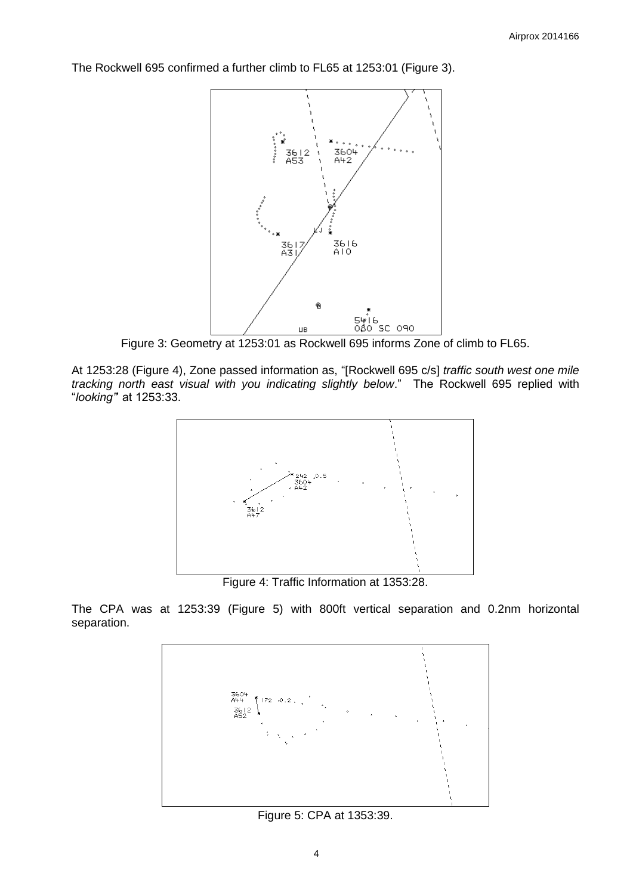The Rockwell 695 confirmed a further climb to FL65 at 1253:01 (Figure 3).

Figure 3: Geometry at 1253:01 as Rockwell 695 informs Zone of climb to FL65.

At 1253:28 (Figure 4), Zone passed information as, "[Rockwell 695 c/s] *traffic south west one mile tracking north east visual with you indicating slightly below*." The Rockwell 695 replied with "*looking"* at 1253:33.

Figure 4: Traffic Information at 1353:28.

The CPA was at 1253:39 (Figure 5) with 800ft vertical separation and 0.2nm horizontal separation.

Figure 5: CPA at 1353:39.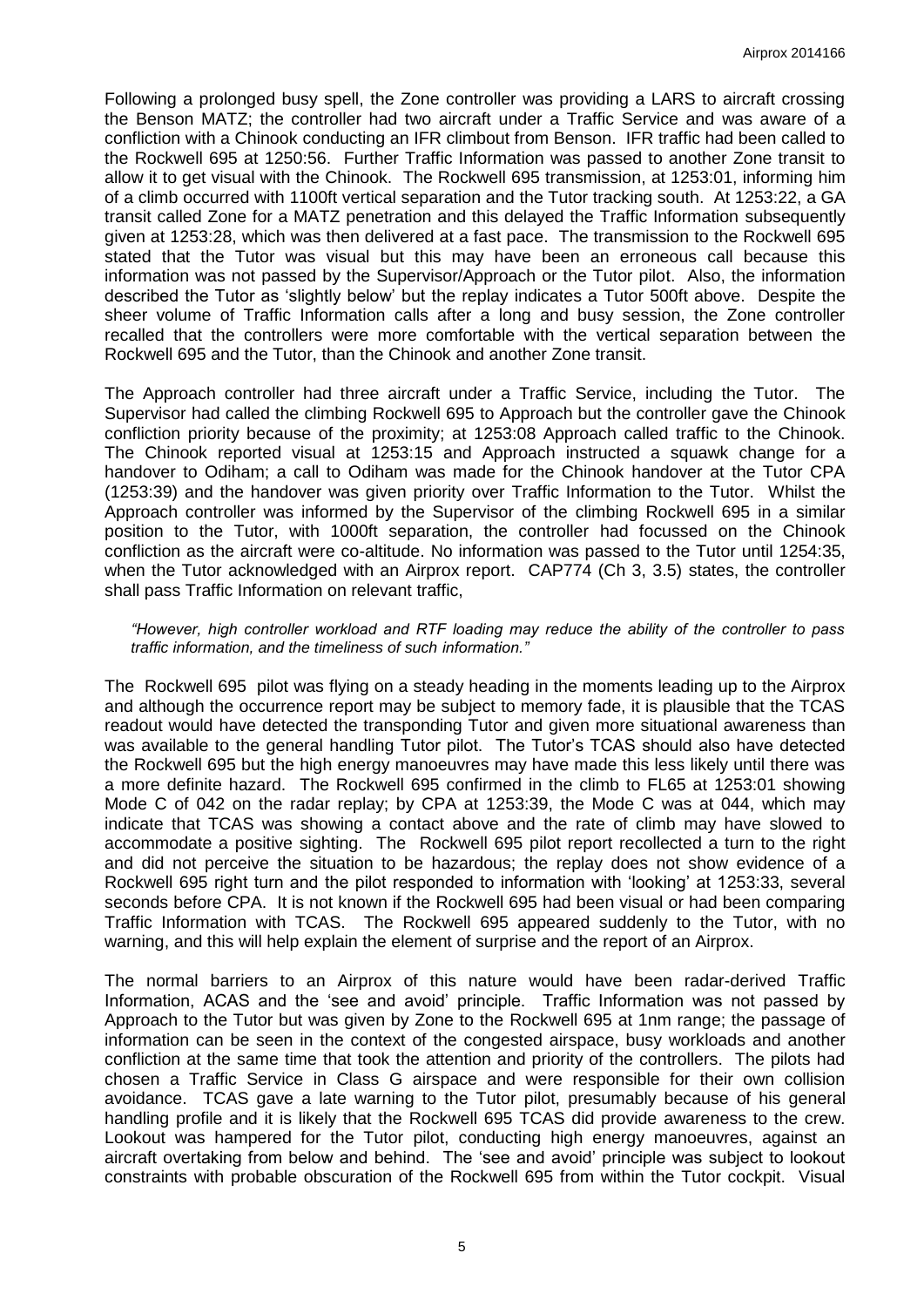Following a prolonged busy spell, the Zone controller was providing a LARS to aircraft crossing the Benson MATZ; the controller had two aircraft under a Traffic Service and was aware of a confliction with a Chinook conducting an IFR climbout from Benson. IFR traffic had been called to the Rockwell 695 at 1250:56. Further Traffic Information was passed to another Zone transit to allow it to get visual with the Chinook. The Rockwell 695 transmission, at 1253:01, informing him of a climb occurred with 1100ft vertical separation and the Tutor tracking south. At 1253:22, a GA transit called Zone for a MATZ penetration and this delayed the Traffic Information subsequently given at 1253:28, which was then delivered at a fast pace. The transmission to the Rockwell 695 stated that the Tutor was visual but this may have been an erroneous call because this information was not passed by the Supervisor/Approach or the Tutor pilot. Also, the information described the Tutor as 'slightly below' but the replay indicates a Tutor 500ft above. Despite the sheer volume of Traffic Information calls after a long and busy session, the Zone controller recalled that the controllers were more comfortable with the vertical separation between the Rockwell 695 and the Tutor, than the Chinook and another Zone transit.

The Approach controller had three aircraft under a Traffic Service, including the Tutor. The Supervisor had called the climbing Rockwell 695 to Approach but the controller gave the Chinook confliction priority because of the proximity; at 1253:08 Approach called traffic to the Chinook. The Chinook reported visual at 1253:15 and Approach instructed a squawk change for a handover to Odiham; a call to Odiham was made for the Chinook handover at the Tutor CPA (1253:39) and the handover was given priority over Traffic Information to the Tutor. Whilst the Approach controller was informed by the Supervisor of the climbing Rockwell 695 in a similar position to the Tutor, with 1000ft separation, the controller had focussed on the Chinook confliction as the aircraft were co-altitude. No information was passed to the Tutor until 1254:35, when the Tutor acknowledged with an Airprox report. CAP774 (Ch 3, 3.5) states, the controller shall pass Traffic Information on relevant traffic,

> *"However, high controller workload and RTF loading may reduce the ability of the controller to pass traffic information, and the timeliness of such information."*

The Rockwell 695 pilot was flying on a steady heading in the moments leading up to the Airprox and although the occurrence report may be subject to memory fade, it is plausible that the TCAS readout would have detected the transponding Tutor and given more situational awareness than was available to the general handling Tutor pilot. The Tutor's TCAS should also have detected the Rockwell 695 but the high energy manoeuvres may have made this less likely until there was a more definite hazard. The Rockwell 695 confirmed in the climb to FL65 at 1253:01 showing Mode C of 042 on the radar replay; by CPA at 1253:39, the Mode C was at 044, which may indicate that TCAS was showing a contact above and the rate of climb may have slowed to accommodate a positive sighting. The Rockwell 695 pilot report recollected a turn to the right and did not perceive the situation to be hazardous; the replay does not show evidence of a Rockwell 695 right turn and the pilot responded to information with 'looking' at 1253:33, several seconds before CPA. It is not known if the Rockwell 695 had been visual or had been comparing Traffic Information with TCAS. The Rockwell 695 appeared suddenly to the Tutor, with no warning, and this will help explain the element of surprise and the report of an Airprox.

The normal barriers to an Airprox of this nature would have been radar-derived Traffic Information, ACAS and the 'see and avoid' principle. Traffic Information was not passed by Approach to the Tutor but was given by Zone to the Rockwell 695 at 1nm range; the passage of information can be seen in the context of the congested airspace, busy workloads and another confliction at the same time that took the attention and priority of the controllers. The pilots had chosen a Traffic Service in Class G airspace and were responsible for their own collision avoidance. TCAS gave a late warning to the Tutor pilot, presumably because of his general handling profile and it is likely that the Rockwell 695 TCAS did provide awareness to the crew. Lookout was hampered for the Tutor pilot, conducting high energy manoeuvres, against an aircraft overtaking from below and behind. The 'see and avoid' principle was subject to lookout constraints with probable obscuration of the Rockwell 695 from within the Tutor cockpit. Visual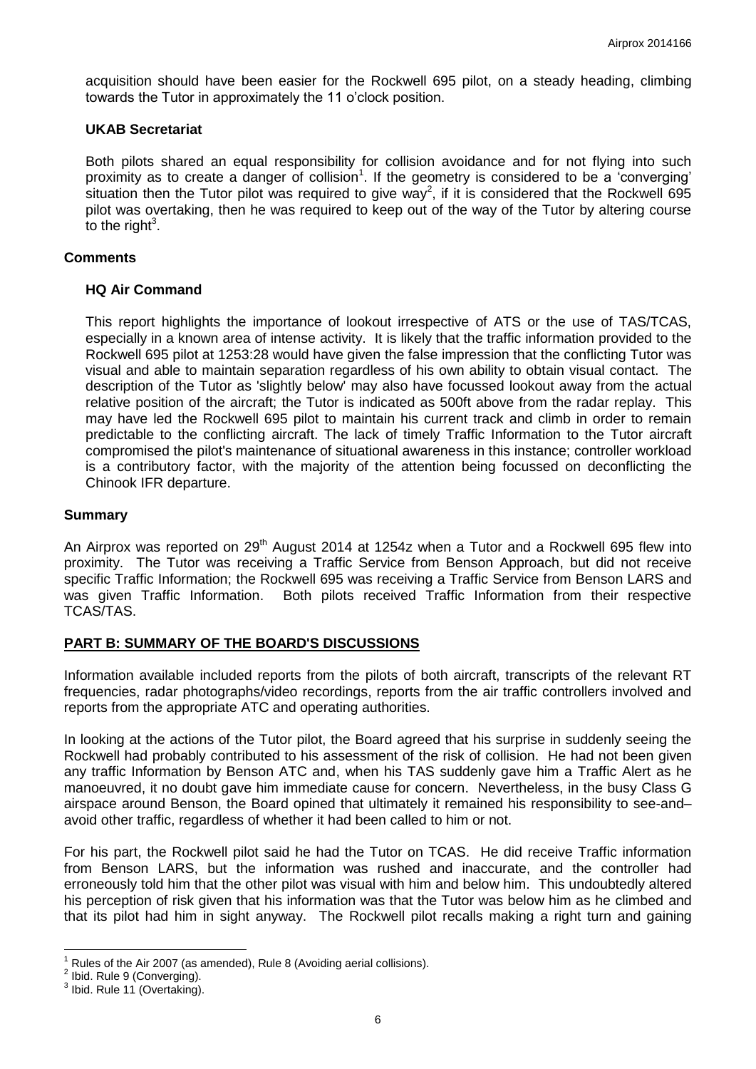acquisition should have been easier for the Rockwell 695 pilot, on a steady heading, climbing towards the Tutor in approximately the 11 o'clock position.

### UKAB Secretariat

Both pilots shared an equal responsibility for collision avoidance and for not flying into such proximity as to create a danger of collision[1]. If the geometry is considered to be a 'converging' situation then the Tutor pilot was required to give way[2], if it is considered that the Rockwell 695 pilot was overtaking, then he was required to keep out of the way of the Tutor by altering course to the right[3].

## Comments

### HQ Air Command

This report highlights the importance of lookout irrespective of ATS or the use of TAS/TCAS, especially in a known area of intense activity. It is likely that the traffic information provided to the Rockwell 695 pilot at 1253:28 would have given the false impression that the conflicting Tutor was visual and able to maintain separation regardless of his own ability to obtain visual contact. The description of the Tutor as 'slightly below' may also have focussed lookout away from the actual relative position of the aircraft; the Tutor is indicated as 500ft above from the radar replay. This may have led the Rockwell 695 pilot to maintain his current track and climb in order to remain predictable to the conflicting aircraft. The lack of timely Traffic Information to the Tutor aircraft compromised the pilot's maintenance of situational awareness in this instance; controller workload is a contributory factor, with the majority of the attention being focussed on deconflicting the Chinook IFR departure.

## Summary

An Airprox was reported on 29th August 2014 at 1254z when a Tutor and a Rockwell 695 flew into proximity. The Tutor was receiving a Traffic Service from Benson Approach, but did not receive specific Traffic Information; the Rockwell 695 was receiving a Traffic Service from Benson LARS and was given Traffic Information. Both pilots received Traffic Information from their respective TCAS/TAS.

## PART B: SUMMARY OF THE BOARD'S DISCUSSIONS

Information available included reports from the pilots of both aircraft, transcripts of the relevant RT frequencies, radar photographs/video recordings, reports from the air traffic controllers involved and reports from the appropriate ATC and operating authorities.

In looking at the actions of the Tutor pilot, the Board agreed that his surprise in suddenly seeing the Rockwell had probably contributed to his assessment of the risk of collision. He had not been given any traffic Information by Benson ATC and, when his TAS suddenly gave him a Traffic Alert as he manoeuvred, it no doubt gave him immediate cause for concern. Nevertheless, in the busy Class G airspace around Benson, the Board opined that ultimately it remained his responsibility to see-and–avoid other traffic, regardless of whether it had been called to him or not.

For his part, the Rockwell pilot said he had the Tutor on TCAS. He did receive Traffic information from Benson LARS, but the information was rushed and inaccurate, and the controller had erroneously told him that the other pilot was visual with him and below him. This undoubtedly altered his perception of risk given that his information was that the Tutor was below him as he climbed and that its pilot had him in sight anyway. The Rockwell pilot recalls making a right turn and gaining

---

[1] Rules of the Air 2007 (as amended), Rule 8 (Avoiding aerial collisions).

[2] Ibid. Rule 9 (Converging).

[3] Ibid. Rule 11 (Overtaking).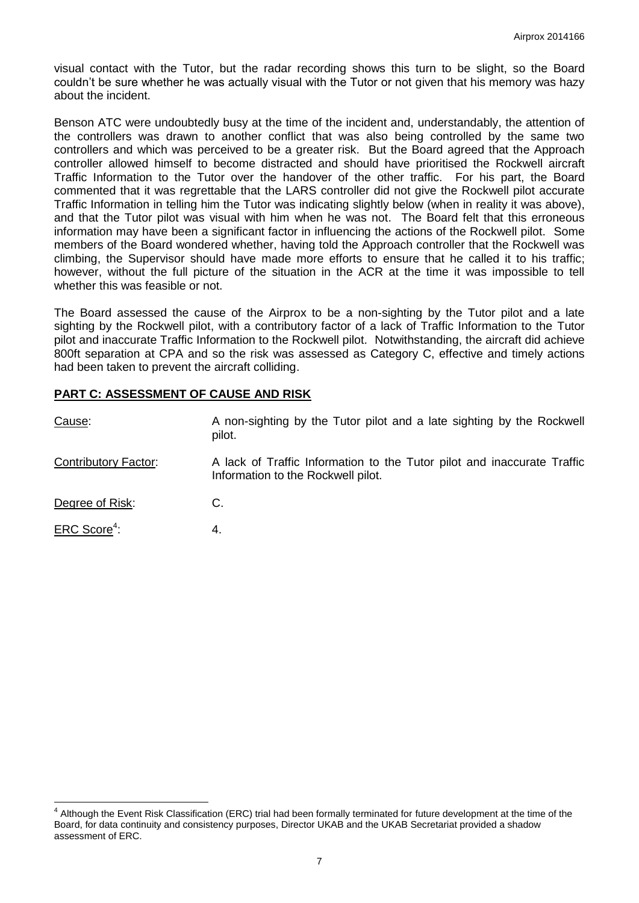visual contact with the Tutor, but the radar recording shows this turn to be slight, so the Board couldn't be sure whether he was actually visual with the Tutor or not given that his memory was hazy about the incident.

Benson ATC were undoubtedly busy at the time of the incident and, understandably, the attention of the controllers was drawn to another conflict that was also being controlled by the same two controllers and which was perceived to be a greater risk. But the Board agreed that the Approach controller allowed himself to become distracted and should have prioritised the Rockwell aircraft Traffic Information to the Tutor over the handover of the other traffic. For his part, the Board commented that it was regrettable that the LARS controller did not give the Rockwell pilot accurate Traffic Information in telling him the Tutor was indicating slightly below (when in reality it was above), and that the Tutor pilot was visual with him when he was not. The Board felt that this erroneous information may have been a significant factor in influencing the actions of the Rockwell pilot. Some members of the Board wondered whether, having told the Approach controller that the Rockwell was climbing, the Supervisor should have made more efforts to ensure that he called it to his traffic; however, without the full picture of the situation in the ACR at the time it was impossible to tell whether this was feasible or not.

The Board assessed the cause of the Airprox to be a non-sighting by the Tutor pilot and a late sighting by the Rockwell pilot, with a contributory factor of a lack of Traffic Information to the Tutor pilot and inaccurate Traffic Information to the Rockwell pilot. Notwithstanding, the aircraft did achieve 800ft separation at CPA and so the risk was assessed as Category C, effective and timely actions had been taken to prevent the aircraft colliding.

## PART C: ASSESSMENT OF CAUSE AND RISK

| | |
|---|---|
| Cause: | A non-sighting by the Tutor pilot and a late sighting by the Rockwell pilot. |
| Contributory Factor: | A lack of Traffic Information to the Tutor pilot and inaccurate Traffic Information to the Rockwell pilot. |
| Degree of Risk: | C. |
| ERC Score[4]: | 4. |

[4] Although the Event Risk Classification (ERC) trial had been formally terminated for future development at the time of the Board, for data continuity and consistency purposes, Director UKAB and the UKAB Secretariat provided a shadow assessment of ERC.